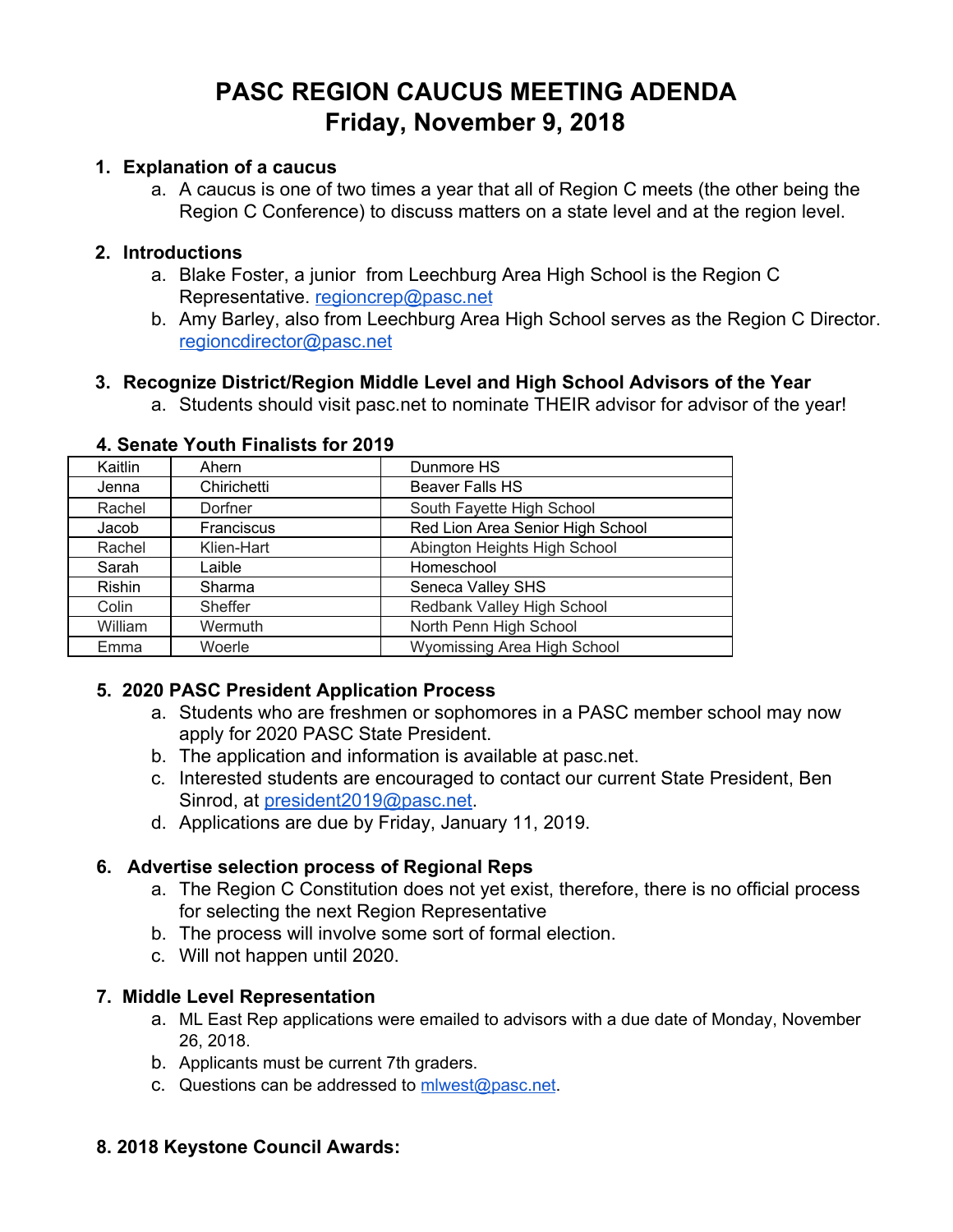# PASC REGION CAUCUS MEETING ADENDA
## Friday, November 9, 2018

1. **Explanation of a caucus**
   a. A caucus is one of two times a year that all of Region C meets (the other being the Region C Conference) to discuss matters on a state level and at the region level.

2. **Introductions**
   a. Blake Foster, a junior from Leechburg Area High School is the Region C Representative. regioncrep@pasc.net
   b. Amy Barley, also from Leechburg Area High School serves as the Region C Director. regioncdirector@pasc.net

3. **Recognize District/Region Middle Level and High School Advisors of the Year**
   a. Students should visit pasc.net to nominate THEIR advisor for advisor of the year!

**4. Senate Youth Finalists for 2019**

| | | |
|---|---|---|
| Kaitlin | Ahern | Dunmore HS |
| Jenna | Chirichetti | Beaver Falls HS |
| Rachel | Dorfner | South Fayette High School |
| Jacob | Franciscus | Red Lion Area Senior High School |
| Rachel | Klien-Hart | Abington Heights High School |
| Sarah | Laible | Homeschool |
| Rishin | Sharma | Seneca Valley SHS |
| Colin | Sheffer | Redbank Valley High School |
| William | Wermuth | North Penn High School |
| Emma | Woerle | Wyomissing Area High School |

5. **2020 PASC President Application Process**
   a. Students who are freshmen or sophomores in a PASC member school may now apply for 2020 PASC State President.
   b. The application and information is available at pasc.net.
   c. Interested students are encouraged to contact our current State President, Ben Sinrod, at president2019@pasc.net.
   d. Applications are due by Friday, January 11, 2019.

6. **Advertise selection process of Regional Reps**
   a. The Region C Constitution does not yet exist, therefore, there is no official process for selecting the next Region Representative
   b. The process will involve some sort of formal election.
   c. Will not happen until 2020.

7. **Middle Level Representation**
   a. ML East Rep applications were emailed to advisors with a due date of Monday, November 26, 2018.
   b. Applicants must be current 7th graders.
   c. Questions can be addressed to mlwest@pasc.net.

**8. 2018 Keystone Council Awards:**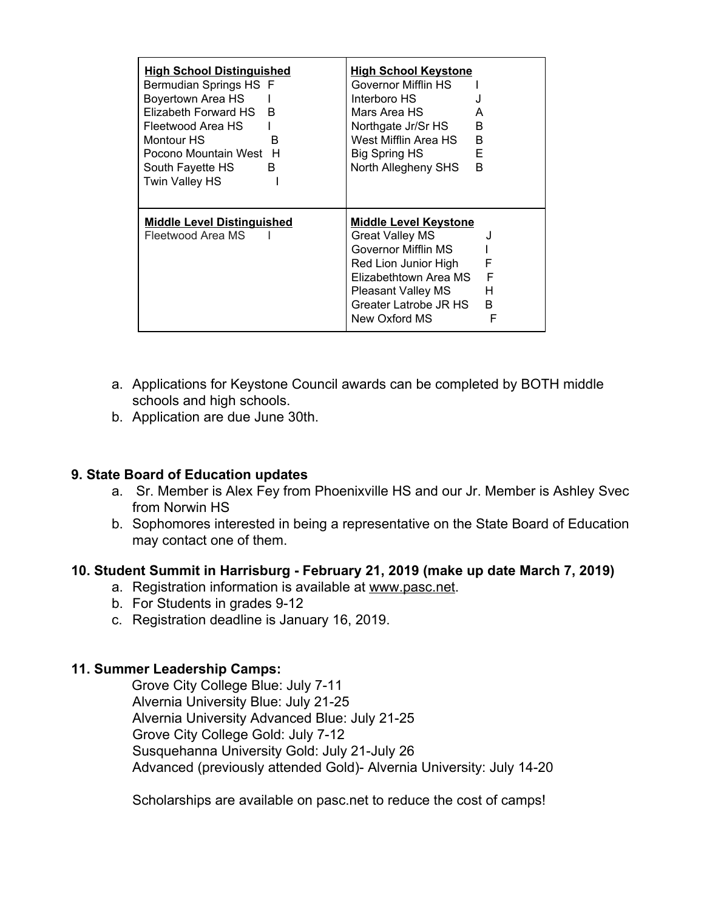| **High School Distinguished** | **High School Keystone** |
|---|---|
| Bermudian Springs HS F<br>Boyertown Area HS I<br>Elizabeth Forward HS B<br>Fleetwood Area HS I<br>Montour HS B<br>Pocono Mountain West H<br>South Fayette HS B<br>Twin Valley HS I | Governor Mifflin HS I<br>Interboro HS J<br>Mars Area HS A<br>Northgate Jr/Sr HS B<br>West Mifflin Area HS B<br>Big Spring HS E<br>North Allegheny SHS B |
| **Middle Level Distinguished** | **Middle Level Keystone** |
| Fleetwood Area MS I | Great Valley MS J<br>Governor Mifflin MS I<br>Red Lion Junior High F<br>Elizabethtown Area MS F<br>Pleasant Valley MS H<br>Greater Latrobe JR HS B<br>New Oxford MS F |

a. Applications for Keystone Council awards can be completed by BOTH middle schools and high schools.
b. Application are due June 30th.

**9. State Board of Education updates**

a. Sr. Member is Alex Fey from Phoenixville HS and our Jr. Member is Ashley Svec from Norwin HS
b. Sophomores interested in being a representative on the State Board of Education may contact one of them.

**10. Student Summit in Harrisburg - February 21, 2019 (make up date March 7, 2019)**

a. Registration information is available at www.pasc.net.
b. For Students in grades 9-12
c. Registration deadline is January 16, 2019.

**11. Summer Leadership Camps:**

Grove City College Blue: July 7-11
Alvernia University Blue: July 21-25
Alvernia University Advanced Blue: July 21-25
Grove City College Gold: July 7-12
Susquehanna University Gold: July 21-July 26
Advanced (previously attended Gold)- Alvernia University: July 14-20

Scholarships are available on pasc.net to reduce the cost of camps!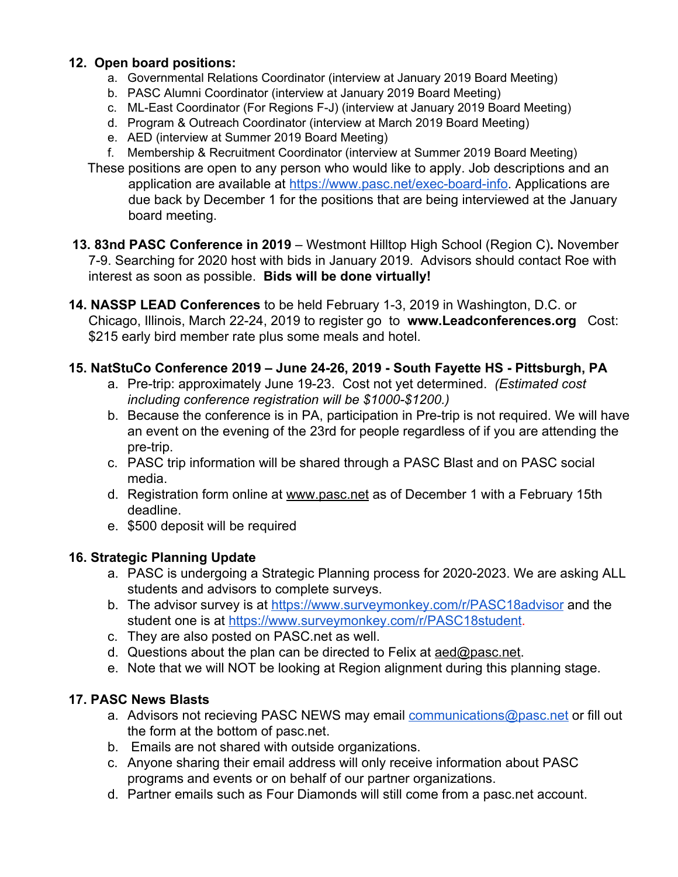**12. Open board positions:**

a. Governmental Relations Coordinator (interview at January 2019 Board Meeting)
b. PASC Alumni Coordinator (interview at January 2019 Board Meeting)
c. ML-East Coordinator (For Regions F-J) (interview at January 2019 Board Meeting)
d. Program & Outreach Coordinator (interview at March 2019 Board Meeting)
e. AED (interview at Summer 2019 Board Meeting)
f. Membership & Recruitment Coordinator (interview at Summer 2019 Board Meeting)

These positions are open to any person who would like to apply. Job descriptions and an application are available at https://www.pasc.net/exec-board-info. Applications are due back by December 1 for the positions that are being interviewed at the January board meeting.

**13. 83nd PASC Conference in 2019** – Westmont Hilltop High School (Region C)**.** November 7-9. Searching for 2020 host with bids in January 2019. Advisors should contact Roe with interest as soon as possible. **Bids will be done virtually!**

**14. NASSP LEAD Conferences** to be held February 1-3, 2019 in Washington, D.C. or Chicago, Illinois, March 22-24, 2019 to register go to **www.Leadconferences.org** Cost: $215 early bird member rate plus some meals and hotel.

**15. NatStuCo Conference 2019 – June 24-26, 2019 - South Fayette HS - Pittsburgh, PA**

a. Pre-trip: approximately June 19-23. Cost not yet determined. *(Estimated cost including conference registration will be $1000-$1200.)*
b. Because the conference is in PA, participation in Pre-trip is not required. We will have an event on the evening of the 23rd for people regardless of if you are attending the pre-trip.
c. PASC trip information will be shared through a PASC Blast and on PASC social media.
d. Registration form online at www.pasc.net as of December 1 with a February 15th deadline.
e. $500 deposit will be required

**16. Strategic Planning Update**

a. PASC is undergoing a Strategic Planning process for 2020-2023. We are asking ALL students and advisors to complete surveys.
b. The advisor survey is at https://www.surveymonkey.com/r/PASC18advisor and the student one is at https://www.surveymonkey.com/r/PASC18student.
c. They are also posted on PASC.net as well.
d. Questions about the plan can be directed to Felix at aed@pasc.net.
e. Note that we will NOT be looking at Region alignment during this planning stage.

**17. PASC News Blasts**

a. Advisors not recieving PASC NEWS may email communications@pasc.net or fill out the form at the bottom of pasc.net.
b. Emails are not shared with outside organizations.
c. Anyone sharing their email address will only receive information about PASC programs and events or on behalf of our partner organizations.
d. Partner emails such as Four Diamonds will still come from a pasc.net account.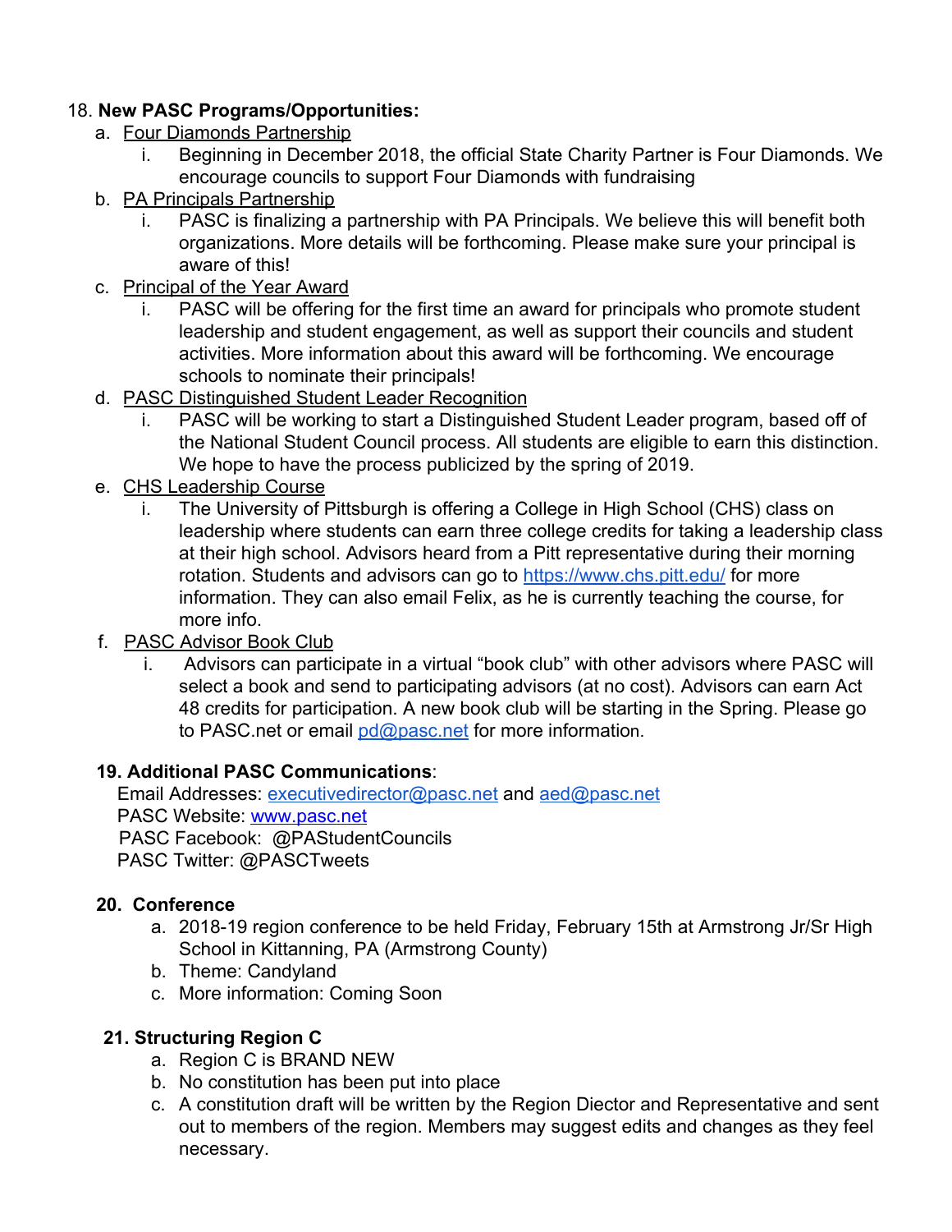18. **New PASC Programs/Opportunities:**
    a. Four Diamonds Partnership
        i. Beginning in December 2018, the official State Charity Partner is Four Diamonds. We encourage councils to support Four Diamonds with fundraising
    b. PA Principals Partnership
        i. PASC is finalizing a partnership with PA Principals. We believe this will benefit both organizations. More details will be forthcoming. Please make sure your principal is aware of this!
    c. Principal of the Year Award
        i. PASC will be offering for the first time an award for principals who promote student leadership and student engagement, as well as support their councils and student activities. More information about this award will be forthcoming. We encourage schools to nominate their principals!
    d. PASC Distinguished Student Leader Recognition
        i. PASC will be working to start a Distinguished Student Leader program, based off of the National Student Council process. All students are eligible to earn this distinction. We hope to have the process publicized by the spring of 2019.
    e. CHS Leadership Course
        i. The University of Pittsburgh is offering a College in High School (CHS) class on leadership where students can earn three college credits for taking a leadership class at their high school. Advisors heard from a Pitt representative during their morning rotation. Students and advisors can go to https://www.chs.pitt.edu/ for more information. They can also email Felix, as he is currently teaching the course, for more info.
    f. PASC Advisor Book Club
        i. Advisors can participate in a virtual "book club" with other advisors where PASC will select a book and send to participating advisors (at no cost). Advisors can earn Act 48 credits for participation. A new book club will be starting in the Spring. Please go to PASC.net or email pd@pasc.net for more information.

**19. Additional PASC Communications**:
Email Addresses: executivedirector@pasc.net and aed@pasc.net
PASC Website: www.pasc.net
PASC Facebook: @PAStudentCouncils
PASC Twitter: @PASCTweets

**20. Conference**
   a. 2018-19 region conference to be held Friday, February 15th at Armstrong Jr/Sr High School in Kittanning, PA (Armstrong County)
   b. Theme: Candyland
   c. More information: Coming Soon

**21. Structuring Region C**
   a. Region C is BRAND NEW
   b. No constitution has been put into place
   c. A constitution draft will be written by the Region Diector and Representative and sent out to members of the region. Members may suggest edits and changes as they feel necessary.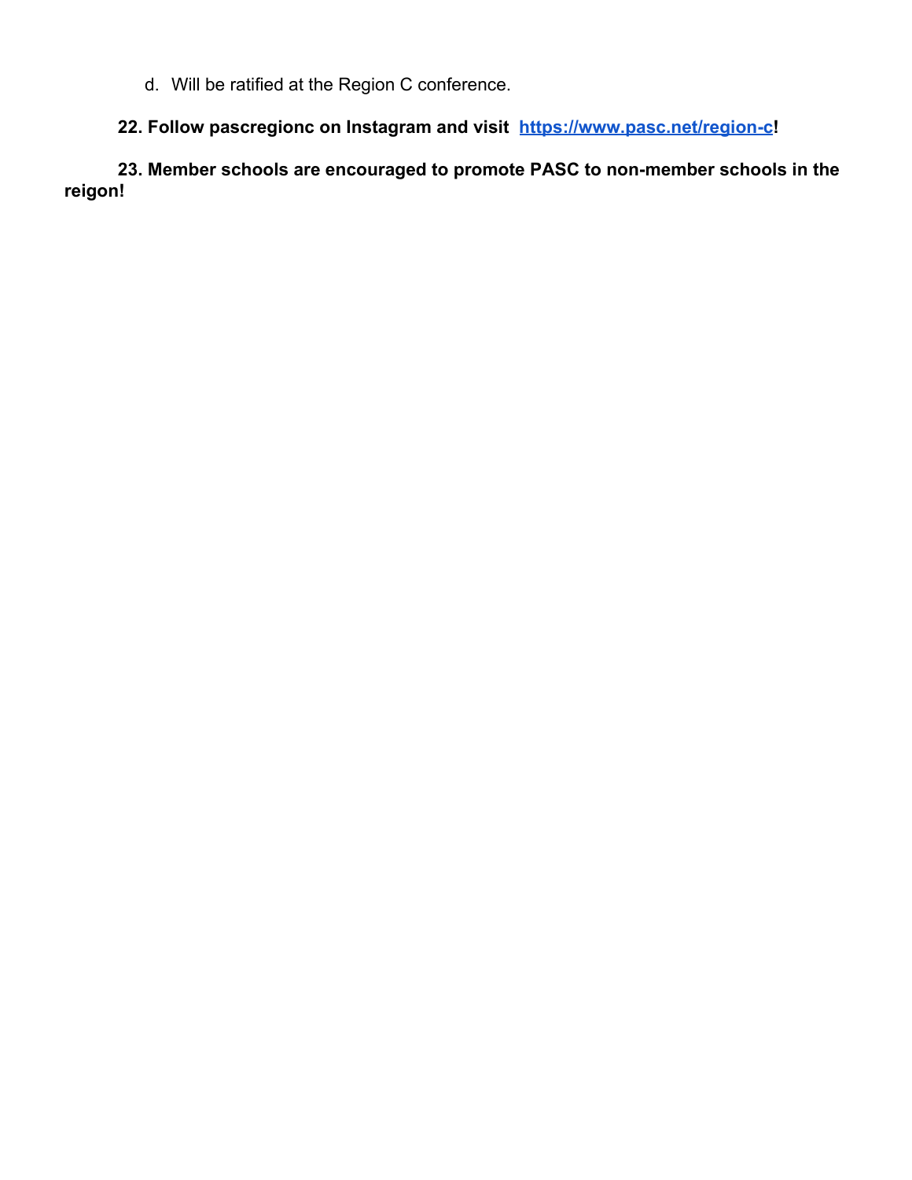d. Will be ratified at the Region C conference.

**22. Follow pascregionc on Instagram and visit [https://www.pasc.net/region-c](https://www.pasc.net/region-c)!**

**23. Member schools are encouraged to promote PASC to non-member schools in the reigon!**